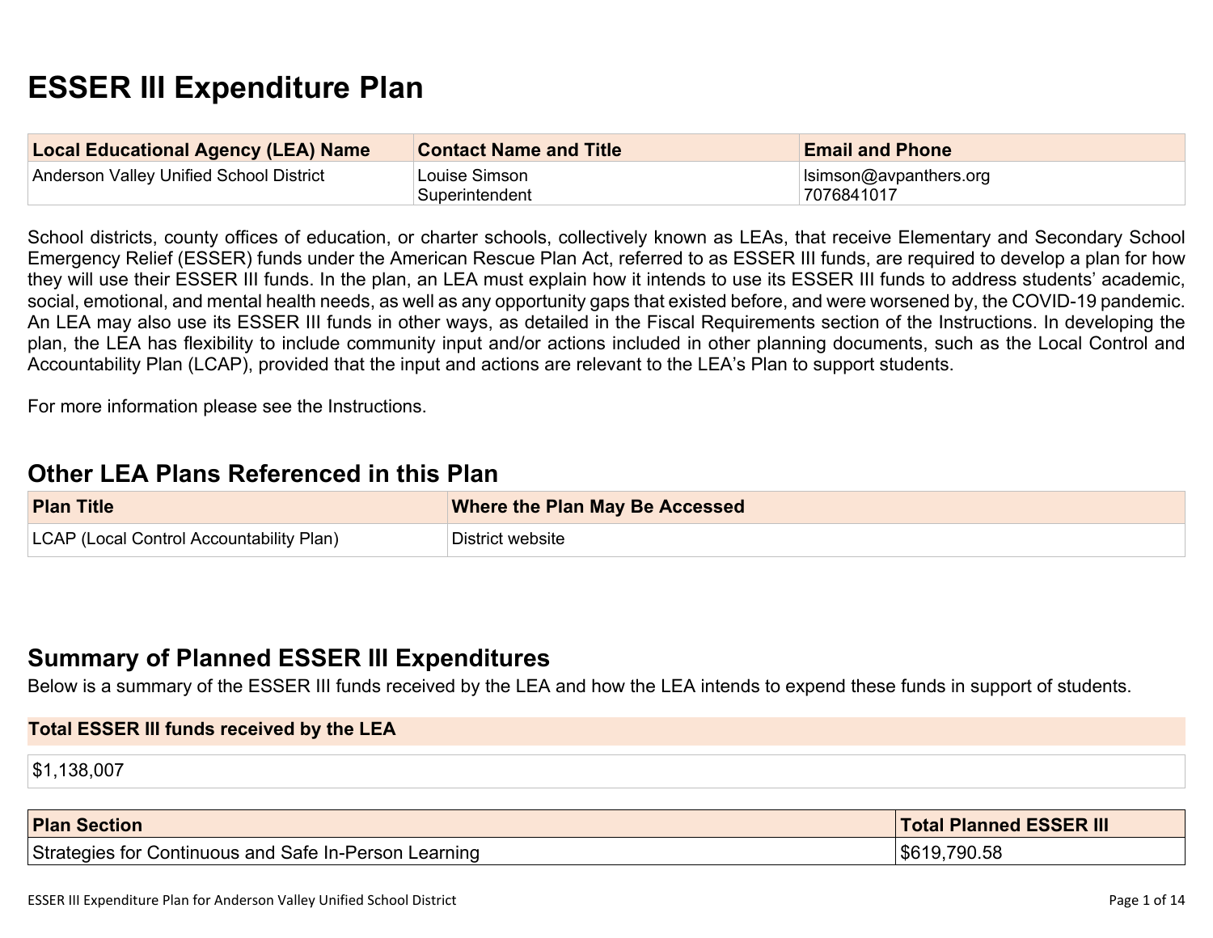# ESSER III Expenditure Plan

| Local Educational Agency (LEA) Name | Contact Name and Title | Email and Phone |
| --- | --- | --- |
| Anderson Valley Unified School District | Louise Simson<br>Superintendent | lsimson@avpanthers.org<br>7076841017 |

School districts, county offices of education, or charter schools, collectively known as LEAs, that receive Elementary and Secondary School Emergency Relief (ESSER) funds under the American Rescue Plan Act, referred to as ESSER III funds, are required to develop a plan for how they will use their ESSER III funds. In the plan, an LEA must explain how it intends to use its ESSER III funds to address students' academic, social, emotional, and mental health needs, as well as any opportunity gaps that existed before, and were worsened by, the COVID-19 pandemic. An LEA may also use its ESSER III funds in other ways, as detailed in the Fiscal Requirements section of the Instructions. In developing the plan, the LEA has flexibility to include community input and/or actions included in other planning documents, such as the Local Control and Accountability Plan (LCAP), provided that the input and actions are relevant to the LEA's Plan to support students.

For more information please see the Instructions.

## Other LEA Plans Referenced in this Plan

| Plan Title | Where the Plan May Be Accessed |
| --- | --- |
| LCAP (Local Control Accountability Plan) | District website |

## Summary of Planned ESSER III Expenditures

Below is a summary of the ESSER III funds received by the LEA and how the LEA intends to expend these funds in support of students.

| Total ESSER III funds received by the LEA |
| --- |
| $1,138,007 |

| Plan Section | Total Planned ESSER III |
| --- | --- |
| Strategies for Continuous and Safe In-Person Learning | $619,790.58 |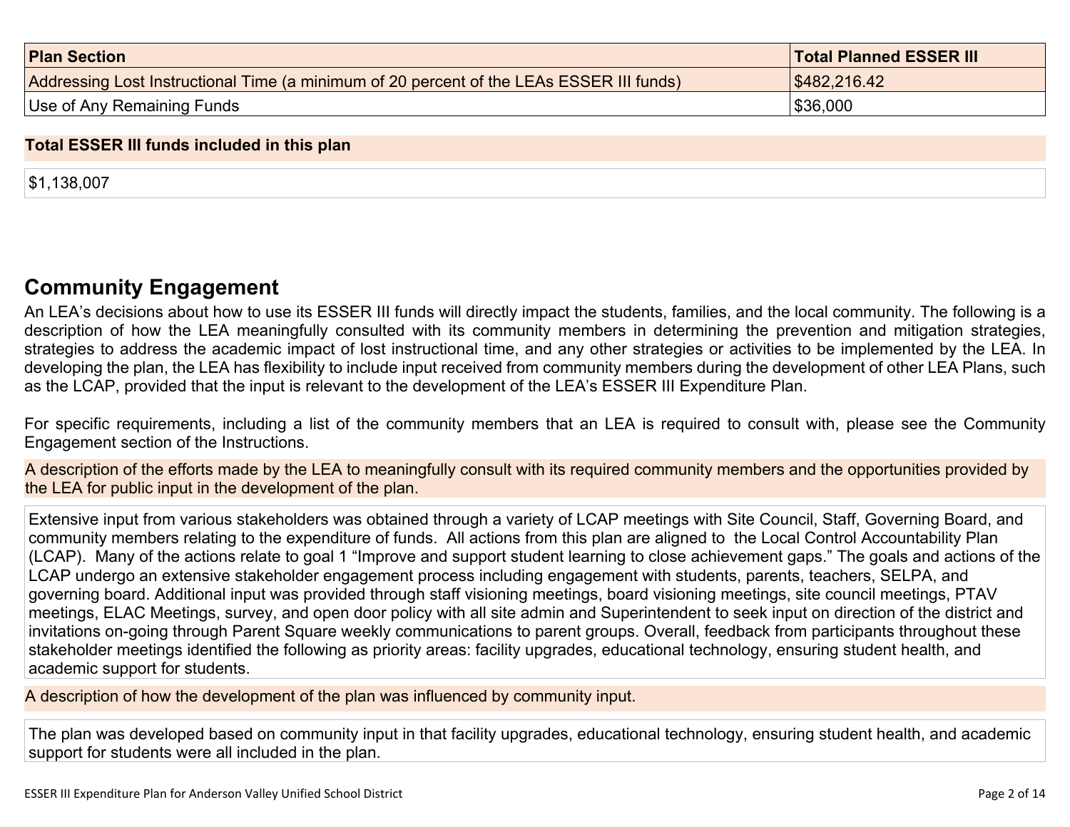| Plan Section | Total Planned ESSER III |
|---|---|
| Addressing Lost Instructional Time (a minimum of 20 percent of the LEAs ESSER III funds) | $482,216.42 |
| Use of Any Remaining Funds | $36,000 |

| Total ESSER III funds included in this plan |
|---|
| $1,138,007 |

## Community Engagement

An LEA's decisions about how to use its ESSER III funds will directly impact the students, families, and the local community. The following is a description of how the LEA meaningfully consulted with its community members in determining the prevention and mitigation strategies, strategies to address the academic impact of lost instructional time, and any other strategies or activities to be implemented by the LEA. In developing the plan, the LEA has flexibility to include input received from community members during the development of other LEA Plans, such as the LCAP, provided that the input is relevant to the development of the LEA's ESSER III Expenditure Plan.

For specific requirements, including a list of the community members that an LEA is required to consult with, please see the Community Engagement section of the Instructions.

| A description of the efforts made by the LEA to meaningfully consult with its required community members and the opportunities provided by the LEA for public input in the development of the plan. |
|---|
| Extensive input from various stakeholders was obtained through a variety of LCAP meetings with Site Council, Staff, Governing Board, and community members relating to the expenditure of funds. All actions from this plan are aligned to the Local Control Accountability Plan (LCAP). Many of the actions relate to goal 1 "Improve and support student learning to close achievement gaps." The goals and actions of the LCAP undergo an extensive stakeholder engagement process including engagement with students, parents, teachers, SELPA, and governing board. Additional input was provided through staff visioning meetings, board visioning meetings, site council meetings, PTAV meetings, ELAC Meetings, survey, and open door policy with all site admin and Superintendent to seek input on direction of the district and invitations on-going through Parent Square weekly communications to parent groups. Overall, feedback from participants throughout these stakeholder meetings identified the following as priority areas: facility upgrades, educational technology, ensuring student health, and academic support for students. |

| A description of how the development of the plan was influenced by community input. |
|---|
| The plan was developed based on community input in that facility upgrades, educational technology, ensuring student health, and academic support for students were all included in the plan. |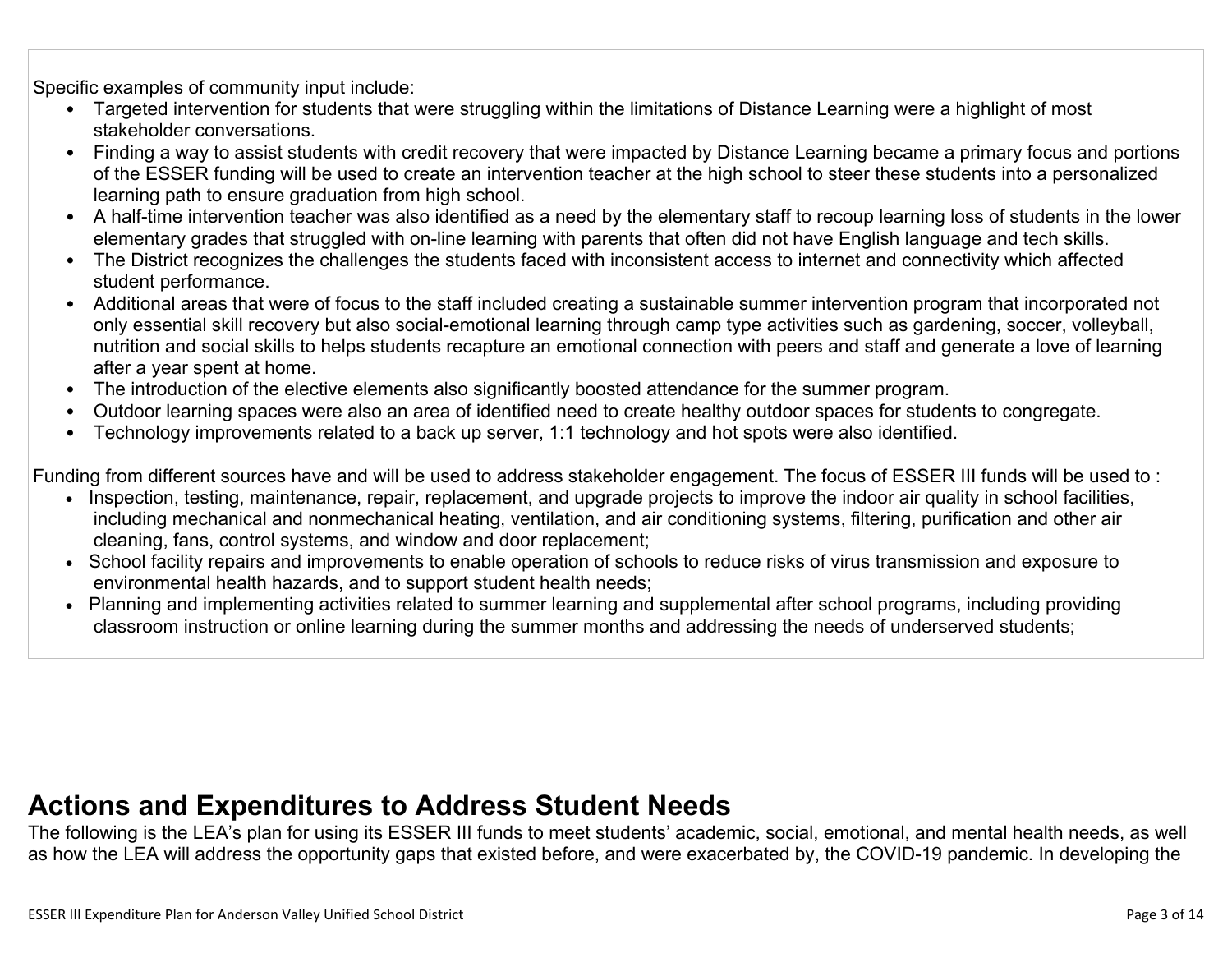Specific examples of community input include:

- Targeted intervention for students that were struggling within the limitations of Distance Learning were a highlight of most stakeholder conversations.
- Finding a way to assist students with credit recovery that were impacted by Distance Learning became a primary focus and portions of the ESSER funding will be used to create an intervention teacher at the high school to steer these students into a personalized learning path to ensure graduation from high school.
- A half-time intervention teacher was also identified as a need by the elementary staff to recoup learning loss of students in the lower elementary grades that struggled with on-line learning with parents that often did not have English language and tech skills.
- The District recognizes the challenges the students faced with inconsistent access to internet and connectivity which affected student performance.
- Additional areas that were of focus to the staff included creating a sustainable summer intervention program that incorporated not only essential skill recovery but also social-emotional learning through camp type activities such as gardening, soccer, volleyball, nutrition and social skills to helps students recapture an emotional connection with peers and staff and generate a love of learning after a year spent at home.
- The introduction of the elective elements also significantly boosted attendance for the summer program.
- Outdoor learning spaces were also an area of identified need to create healthy outdoor spaces for students to congregate.
- Technology improvements related to a back up server, 1:1 technology and hot spots were also identified.

Funding from different sources have and will be used to address stakeholder engagement. The focus of ESSER III funds will be used to :

- Inspection, testing, maintenance, repair, replacement, and upgrade projects to improve the indoor air quality in school facilities, including mechanical and nonmechanical heating, ventilation, and air conditioning systems, filtering, purification and other air cleaning, fans, control systems, and window and door replacement;
- School facility repairs and improvements to enable operation of schools to reduce risks of virus transmission and exposure to environmental health hazards, and to support student health needs;
- Planning and implementing activities related to summer learning and supplemental after school programs, including providing classroom instruction or online learning during the summer months and addressing the needs of underserved students;

# Actions and Expenditures to Address Student Needs

The following is the LEA's plan for using its ESSER III funds to meet students' academic, social, emotional, and mental health needs, as well as how the LEA will address the opportunity gaps that existed before, and were exacerbated by, the COVID-19 pandemic. In developing the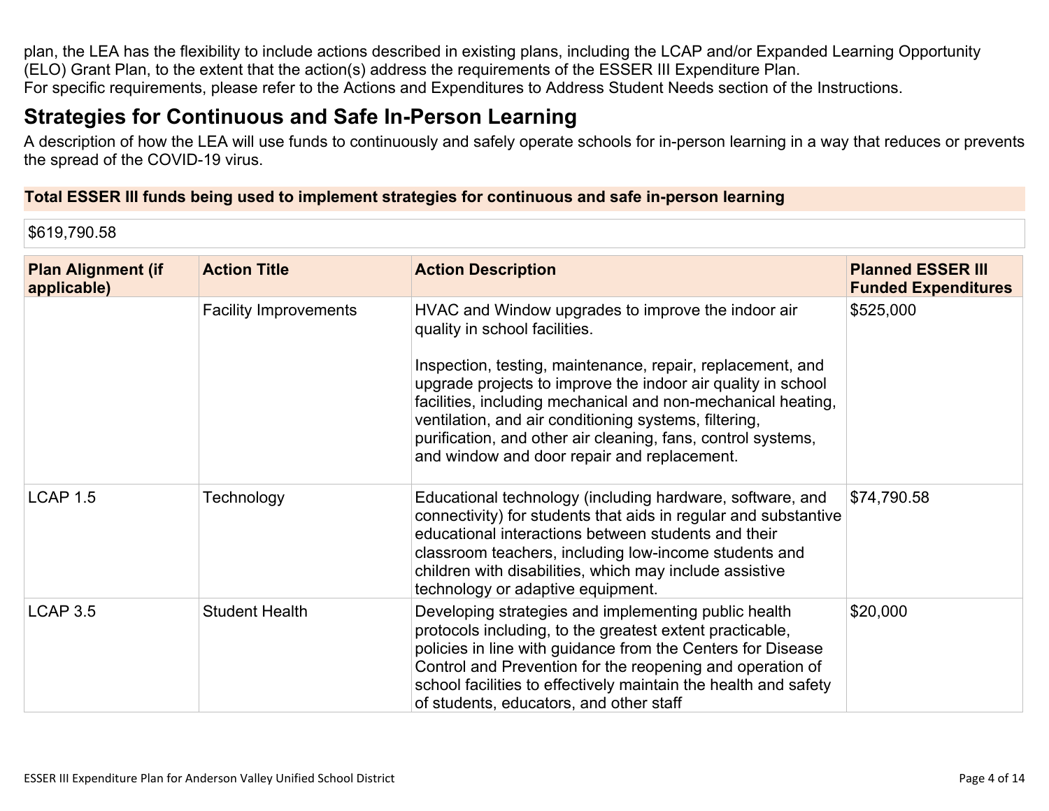plan, the LEA has the flexibility to include actions described in existing plans, including the LCAP and/or Expanded Learning Opportunity (ELO) Grant Plan, to the extent that the action(s) address the requirements of the ESSER III Expenditure Plan.
For specific requirements, please refer to the Actions and Expenditures to Address Student Needs section of the Instructions.

## Strategies for Continuous and Safe In-Person Learning

A description of how the LEA will use funds to continuously and safely operate schools for in-person learning in a way that reduces or prevents the spread of the COVID-19 virus.

| **Total ESSER III funds being used to implement strategies for continuous and safe in-person learning** |
|---|
| $619,790.58 |

| Plan Alignment (if applicable) | Action Title | Action Description | Planned ESSER III Funded Expenditures |
|---|---|---|---|
| | Facility Improvements | HVAC and Window upgrades to improve the indoor air quality in school facilities.<br><br>Inspection, testing, maintenance, repair, replacement, and upgrade projects to improve the indoor air quality in school facilities, including mechanical and non-mechanical heating, ventilation, and air conditioning systems, filtering, purification, and other air cleaning, fans, control systems, and window and door repair and replacement. | $525,000 |
| LCAP 1.5 | Technology | Educational technology (including hardware, software, and connectivity) for students that aids in regular and substantive educational interactions between students and their classroom teachers, including low-income students and children with disabilities, which may include assistive technology or adaptive equipment. | $74,790.58 |
| LCAP 3.5 | Student Health | Developing strategies and implementing public health protocols including, to the greatest extent practicable, policies in line with guidance from the Centers for Disease Control and Prevention for the reopening and operation of school facilities to effectively maintain the health and safety of students, educators, and other staff | $20,000 |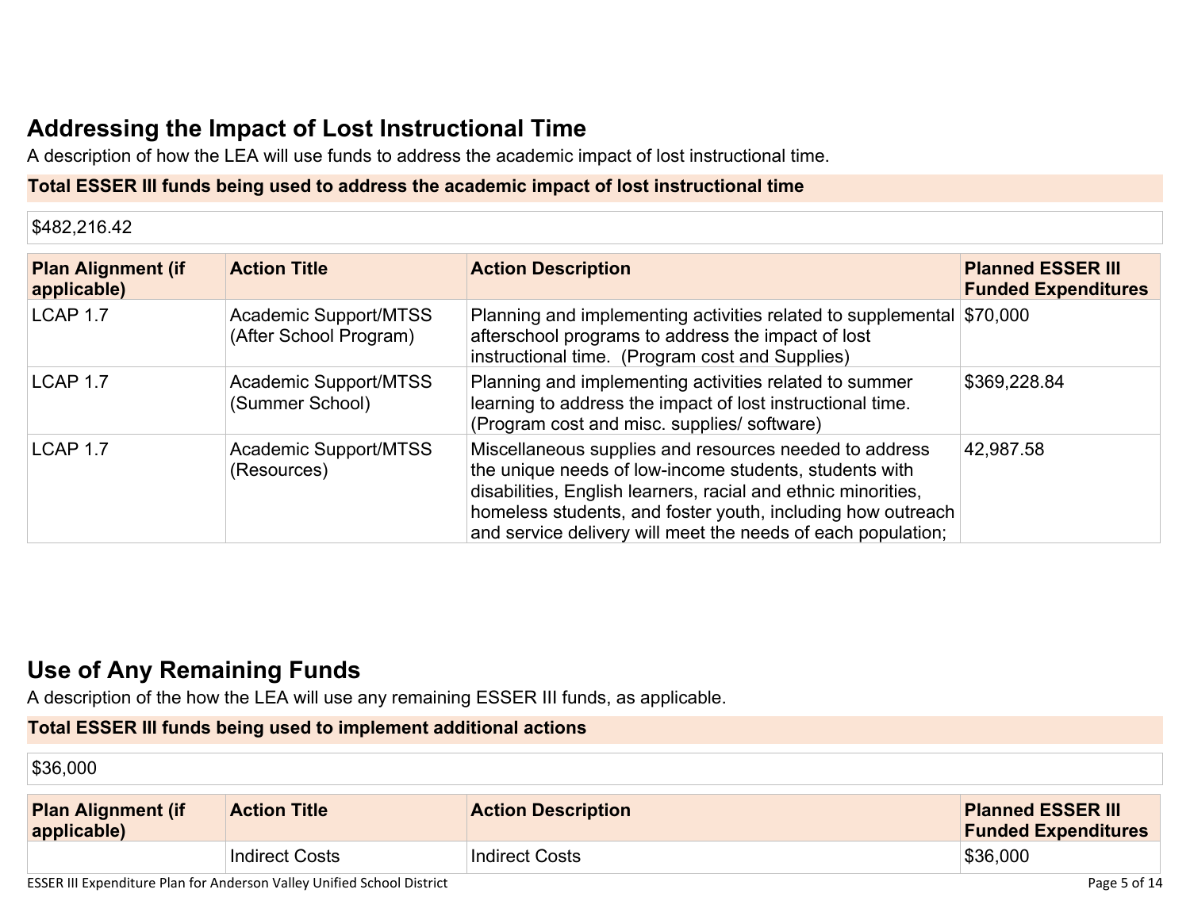## Addressing the Impact of Lost Instructional Time

A description of how the LEA will use funds to address the academic impact of lost instructional time.

**Total ESSER III funds being used to address the academic impact of lost instructional time**

$482,216.42

| Plan Alignment (if applicable) | Action Title | Action Description | Planned ESSER III Funded Expenditures |
|---|---|---|---|
| LCAP 1.7 | Academic Support/MTSS (After School Program) | Planning and implementing activities related to supplemental afterschool programs to address the impact of lost instructional time. (Program cost and Supplies) | $70,000 |
| LCAP 1.7 | Academic Support/MTSS (Summer School) | Planning and implementing activities related to summer learning to address the impact of lost instructional time. (Program cost and misc. supplies/ software) | $369,228.84 |
| LCAP 1.7 | Academic Support/MTSS (Resources) | Miscellaneous supplies and resources needed to address the unique needs of low-income students, students with disabilities, English learners, racial and ethnic minorities, homeless students, and foster youth, including how outreach and service delivery will meet the needs of each population; | 42,987.58 |

## Use of Any Remaining Funds

A description of the how the LEA will use any remaining ESSER III funds, as applicable.

**Total ESSER III funds being used to implement additional actions**

$36,000

| Plan Alignment (if applicable) | Action Title | Action Description | Planned ESSER III Funded Expenditures |
|---|---|---|---|
| | Indirect Costs | Indirect Costs | $36,000 |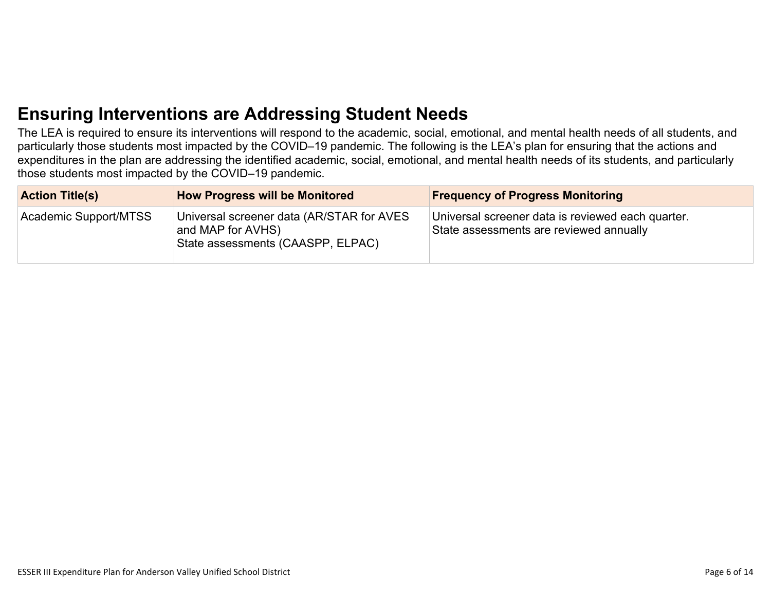## Ensuring Interventions are Addressing Student Needs

The LEA is required to ensure its interventions will respond to the academic, social, emotional, and mental health needs of all students, and particularly those students most impacted by the COVID–19 pandemic. The following is the LEA's plan for ensuring that the actions and expenditures in the plan are addressing the identified academic, social, emotional, and mental health needs of its students, and particularly those students most impacted by the COVID–19 pandemic.

| Action Title(s) | How Progress will be Monitored | Frequency of Progress Monitoring |
|---|---|---|
| Academic Support/MTSS | Universal screener data (AR/STAR for AVES and MAP for AVHS)<br>State assessments (CAASPP, ELPAC) | Universal screener data is reviewed each quarter.<br>State assessments are reviewed annually |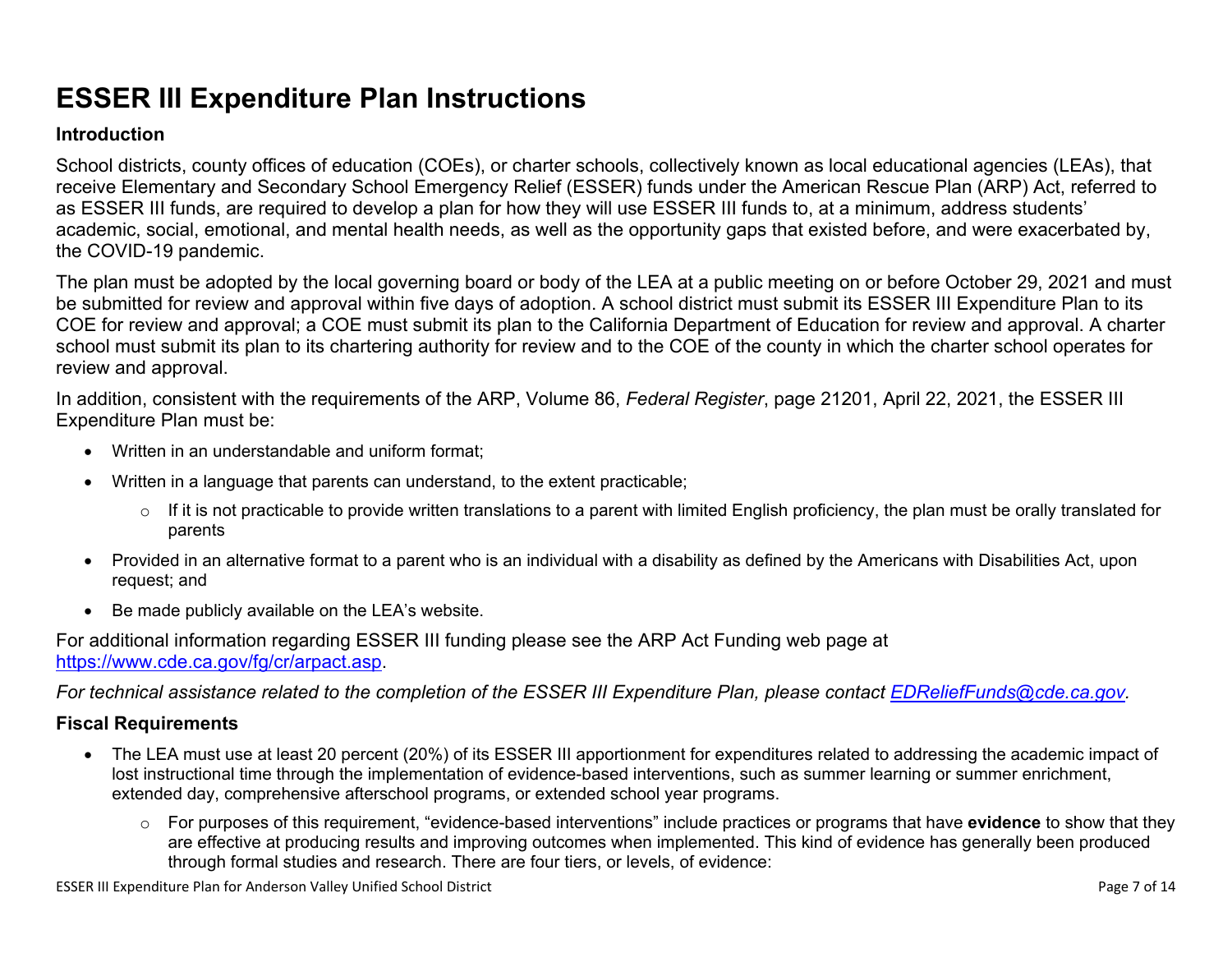# ESSER III Expenditure Plan Instructions

## Introduction

School districts, county offices of education (COEs), or charter schools, collectively known as local educational agencies (LEAs), that receive Elementary and Secondary School Emergency Relief (ESSER) funds under the American Rescue Plan (ARP) Act, referred to as ESSER III funds, are required to develop a plan for how they will use ESSER III funds to, at a minimum, address students' academic, social, emotional, and mental health needs, as well as the opportunity gaps that existed before, and were exacerbated by, the COVID-19 pandemic.

The plan must be adopted by the local governing board or body of the LEA at a public meeting on or before October 29, 2021 and must be submitted for review and approval within five days of adoption. A school district must submit its ESSER III Expenditure Plan to its COE for review and approval; a COE must submit its plan to the California Department of Education for review and approval. A charter school must submit its plan to its chartering authority for review and to the COE of the county in which the charter school operates for review and approval.

In addition, consistent with the requirements of the ARP, Volume 86, *Federal Register*, page 21201, April 22, 2021, the ESSER III Expenditure Plan must be:

- Written in an understandable and uniform format;
- Written in a language that parents can understand, to the extent practicable;
  - If it is not practicable to provide written translations to a parent with limited English proficiency, the plan must be orally translated for parents
- Provided in an alternative format to a parent who is an individual with a disability as defined by the Americans with Disabilities Act, upon request; and
- Be made publicly available on the LEA's website.

For additional information regarding ESSER III funding please see the ARP Act Funding web page at [https://www.cde.ca.gov/fg/cr/arpact.asp](https://www.cde.ca.gov/fg/cr/arpact.asp).

*For technical assistance related to the completion of the ESSER III Expenditure Plan, please contact [EDReliefFunds@cde.ca.gov](mailto:EDReliefFunds@cde.ca.gov).*

## Fiscal Requirements

- The LEA must use at least 20 percent (20%) of its ESSER III apportionment for expenditures related to addressing the academic impact of lost instructional time through the implementation of evidence-based interventions, such as summer learning or summer enrichment, extended day, comprehensive afterschool programs, or extended school year programs.
  - For purposes of this requirement, "evidence-based interventions" include practices or programs that have **evidence** to show that they are effective at producing results and improving outcomes when implemented. This kind of evidence has generally been produced through formal studies and research. There are four tiers, or levels, of evidence: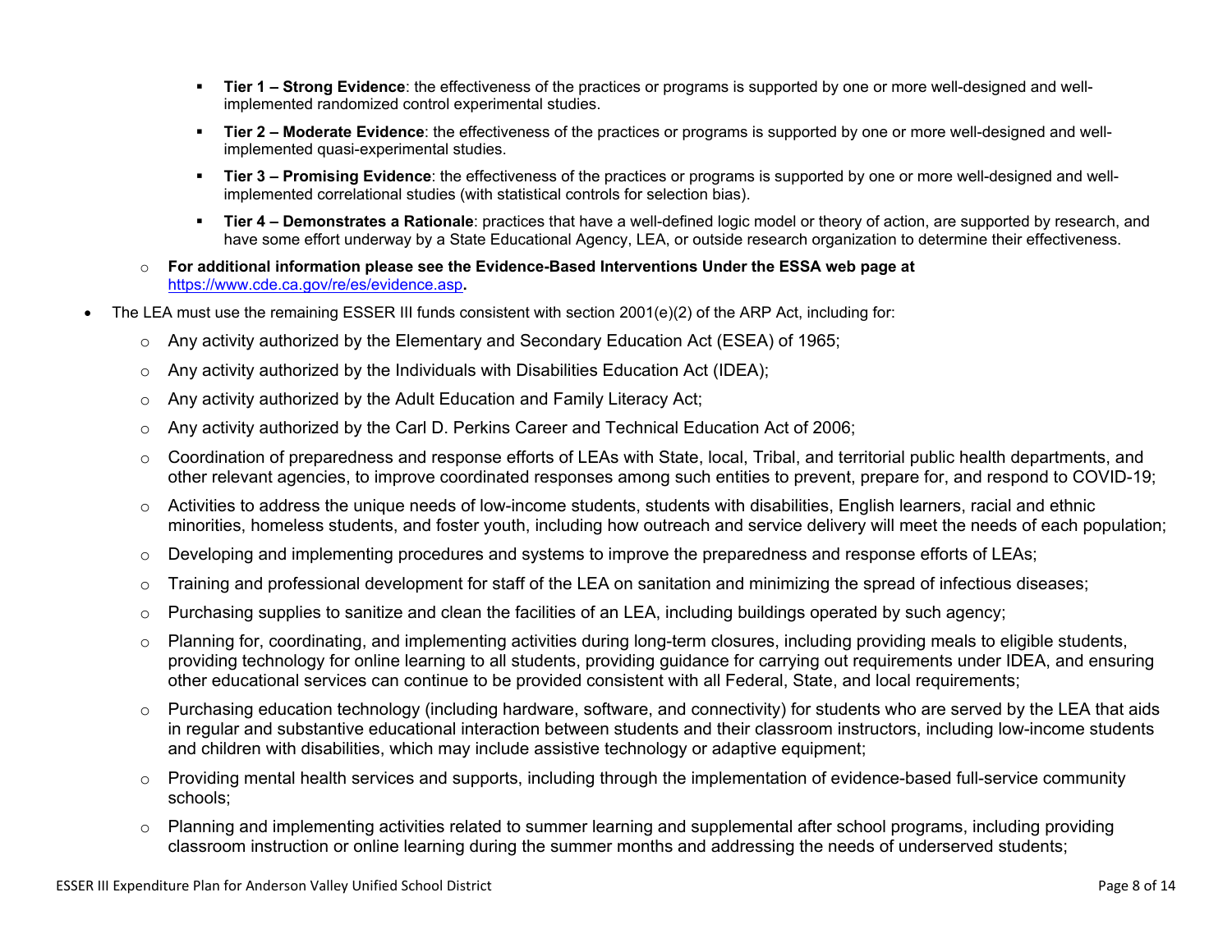- **Tier 1 – Strong Evidence**: the effectiveness of the practices or programs is supported by one or more well-designed and well-implemented randomized control experimental studies.
        - **Tier 2 – Moderate Evidence**: the effectiveness of the practices or programs is supported by one or more well-designed and well-implemented quasi-experimental studies.
        - **Tier 3 – Promising Evidence**: the effectiveness of the practices or programs is supported by one or more well-designed and well-implemented correlational studies (with statistical controls for selection bias).
        - **Tier 4 – Demonstrates a Rationale**: practices that have a well-defined logic model or theory of action, are supported by research, and have some effort underway by a State Educational Agency, LEA, or outside research organization to determine their effectiveness.
    - **For additional information please see the Evidence-Based Interventions Under the ESSA web page at** https://www.cde.ca.gov/re/es/evidence.asp**.**
- The LEA must use the remaining ESSER III funds consistent with section 2001(e)(2) of the ARP Act, including for:
    - Any activity authorized by the Elementary and Secondary Education Act (ESEA) of 1965;
    - Any activity authorized by the Individuals with Disabilities Education Act (IDEA);
    - Any activity authorized by the Adult Education and Family Literacy Act;
    - Any activity authorized by the Carl D. Perkins Career and Technical Education Act of 2006;
    - Coordination of preparedness and response efforts of LEAs with State, local, Tribal, and territorial public health departments, and other relevant agencies, to improve coordinated responses among such entities to prevent, prepare for, and respond to COVID-19;
    - Activities to address the unique needs of low-income students, students with disabilities, English learners, racial and ethnic minorities, homeless students, and foster youth, including how outreach and service delivery will meet the needs of each population;
    - Developing and implementing procedures and systems to improve the preparedness and response efforts of LEAs;
    - Training and professional development for staff of the LEA on sanitation and minimizing the spread of infectious diseases;
    - Purchasing supplies to sanitize and clean the facilities of an LEA, including buildings operated by such agency;
    - Planning for, coordinating, and implementing activities during long-term closures, including providing meals to eligible students, providing technology for online learning to all students, providing guidance for carrying out requirements under IDEA, and ensuring other educational services can continue to be provided consistent with all Federal, State, and local requirements;
    - Purchasing education technology (including hardware, software, and connectivity) for students who are served by the LEA that aids in regular and substantive educational interaction between students and their classroom instructors, including low-income students and children with disabilities, which may include assistive technology or adaptive equipment;
    - Providing mental health services and supports, including through the implementation of evidence-based full-service community schools;
    - Planning and implementing activities related to summer learning and supplemental after school programs, including providing classroom instruction or online learning during the summer months and addressing the needs of underserved students;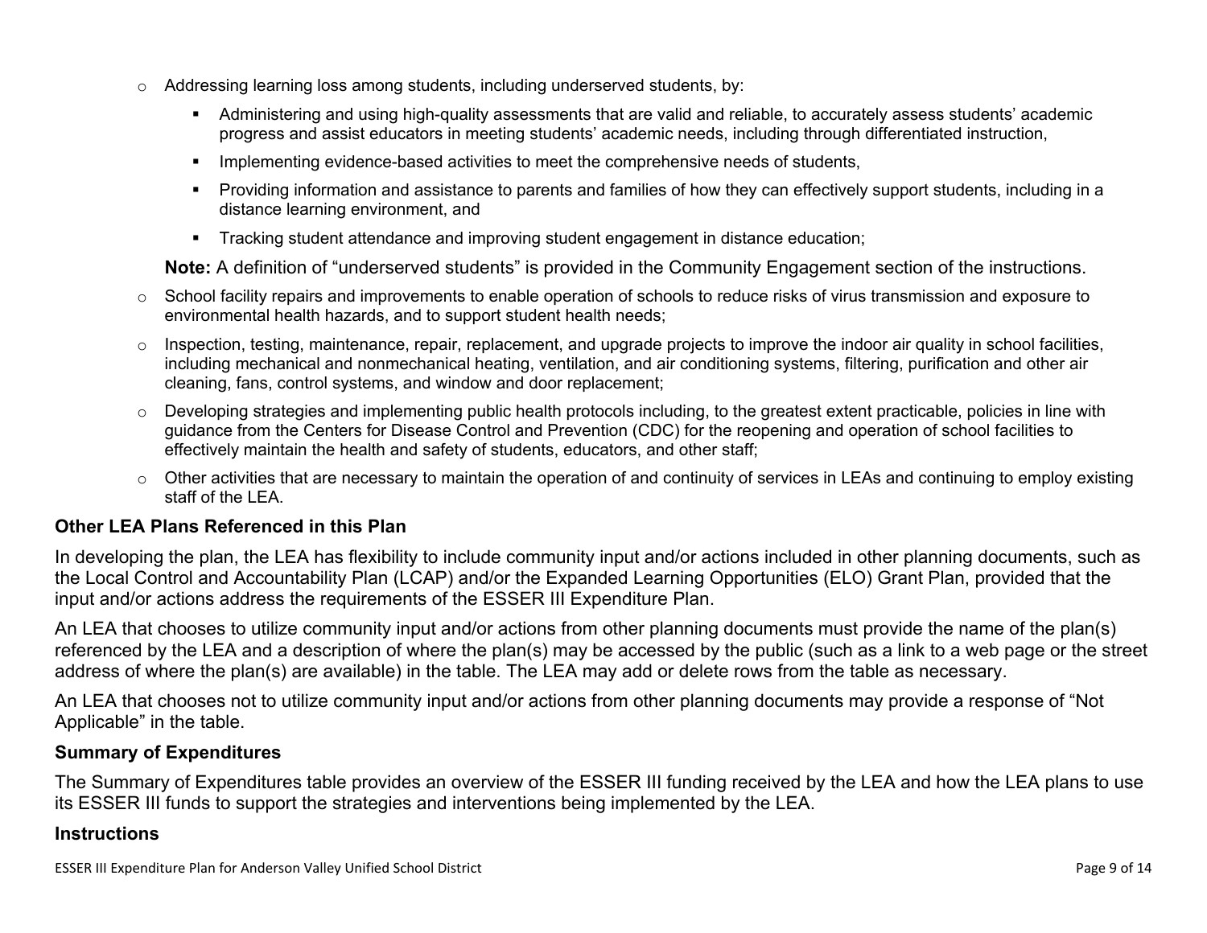- Addressing learning loss among students, including underserved students, by:
  - Administering and using high-quality assessments that are valid and reliable, to accurately assess students' academic progress and assist educators in meeting students' academic needs, including through differentiated instruction,
  - Implementing evidence-based activities to meet the comprehensive needs of students,
  - Providing information and assistance to parents and families of how they can effectively support students, including in a distance learning environment, and
  - Tracking student attendance and improving student engagement in distance education;

  **Note:** A definition of "underserved students" is provided in the Community Engagement section of the instructions.
- School facility repairs and improvements to enable operation of schools to reduce risks of virus transmission and exposure to environmental health hazards, and to support student health needs;
- Inspection, testing, maintenance, repair, replacement, and upgrade projects to improve the indoor air quality in school facilities, including mechanical and nonmechanical heating, ventilation, and air conditioning systems, filtering, purification and other air cleaning, fans, control systems, and window and door replacement;
- Developing strategies and implementing public health protocols including, to the greatest extent practicable, policies in line with guidance from the Centers for Disease Control and Prevention (CDC) for the reopening and operation of school facilities to effectively maintain the health and safety of students, educators, and other staff;
- Other activities that are necessary to maintain the operation of and continuity of services in LEAs and continuing to employ existing staff of the LEA.

### Other LEA Plans Referenced in this Plan

In developing the plan, the LEA has flexibility to include community input and/or actions included in other planning documents, such as the Local Control and Accountability Plan (LCAP) and/or the Expanded Learning Opportunities (ELO) Grant Plan, provided that the input and/or actions address the requirements of the ESSER III Expenditure Plan.

An LEA that chooses to utilize community input and/or actions from other planning documents must provide the name of the plan(s) referenced by the LEA and a description of where the plan(s) may be accessed by the public (such as a link to a web page or the street address of where the plan(s) are available) in the table. The LEA may add or delete rows from the table as necessary.

An LEA that chooses not to utilize community input and/or actions from other planning documents may provide a response of "Not Applicable" in the table.

### Summary of Expenditures

The Summary of Expenditures table provides an overview of the ESSER III funding received by the LEA and how the LEA plans to use its ESSER III funds to support the strategies and interventions being implemented by the LEA.

### Instructions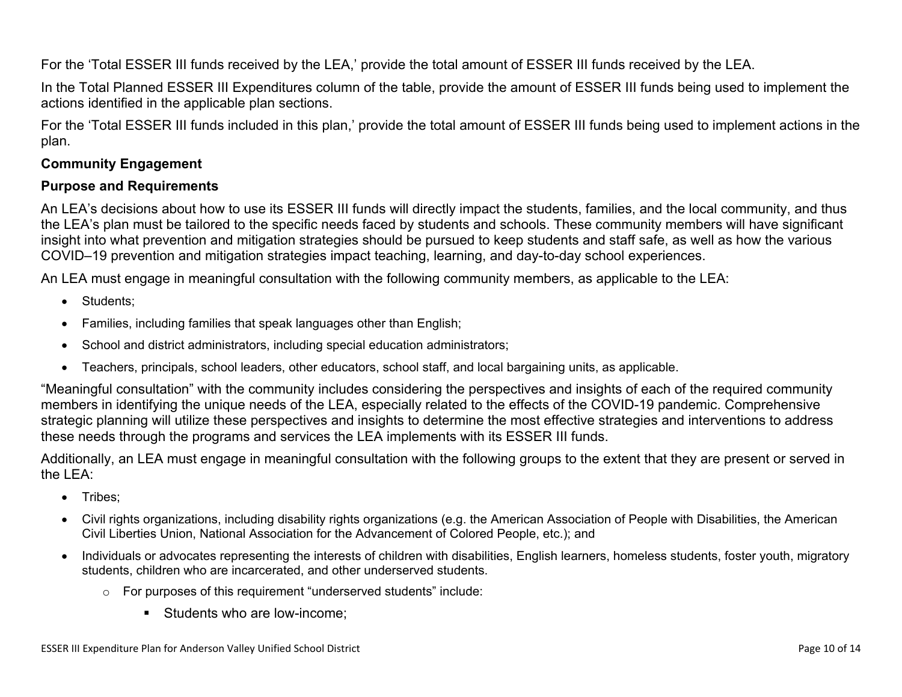For the 'Total ESSER III funds received by the LEA,' provide the total amount of ESSER III funds received by the LEA.

In the Total Planned ESSER III Expenditures column of the table, provide the amount of ESSER III funds being used to implement the actions identified in the applicable plan sections.

For the 'Total ESSER III funds included in this plan,' provide the total amount of ESSER III funds being used to implement actions in the plan.

**Community Engagement**

**Purpose and Requirements**

An LEA's decisions about how to use its ESSER III funds will directly impact the students, families, and the local community, and thus the LEA's plan must be tailored to the specific needs faced by students and schools. These community members will have significant insight into what prevention and mitigation strategies should be pursued to keep students and staff safe, as well as how the various COVID–19 prevention and mitigation strategies impact teaching, learning, and day-to-day school experiences.

An LEA must engage in meaningful consultation with the following community members, as applicable to the LEA:

- Students;
- Families, including families that speak languages other than English;
- School and district administrators, including special education administrators;
- Teachers, principals, school leaders, other educators, school staff, and local bargaining units, as applicable.

"Meaningful consultation" with the community includes considering the perspectives and insights of each of the required community members in identifying the unique needs of the LEA, especially related to the effects of the COVID-19 pandemic. Comprehensive strategic planning will utilize these perspectives and insights to determine the most effective strategies and interventions to address these needs through the programs and services the LEA implements with its ESSER III funds.

Additionally, an LEA must engage in meaningful consultation with the following groups to the extent that they are present or served in the LEA:

- Tribes;
- Civil rights organizations, including disability rights organizations (e.g. the American Association of People with Disabilities, the American Civil Liberties Union, National Association for the Advancement of Colored People, etc.); and
- Individuals or advocates representing the interests of children with disabilities, English learners, homeless students, foster youth, migratory students, children who are incarcerated, and other underserved students.
  - For purposes of this requirement "underserved students" include:
    - Students who are low-income;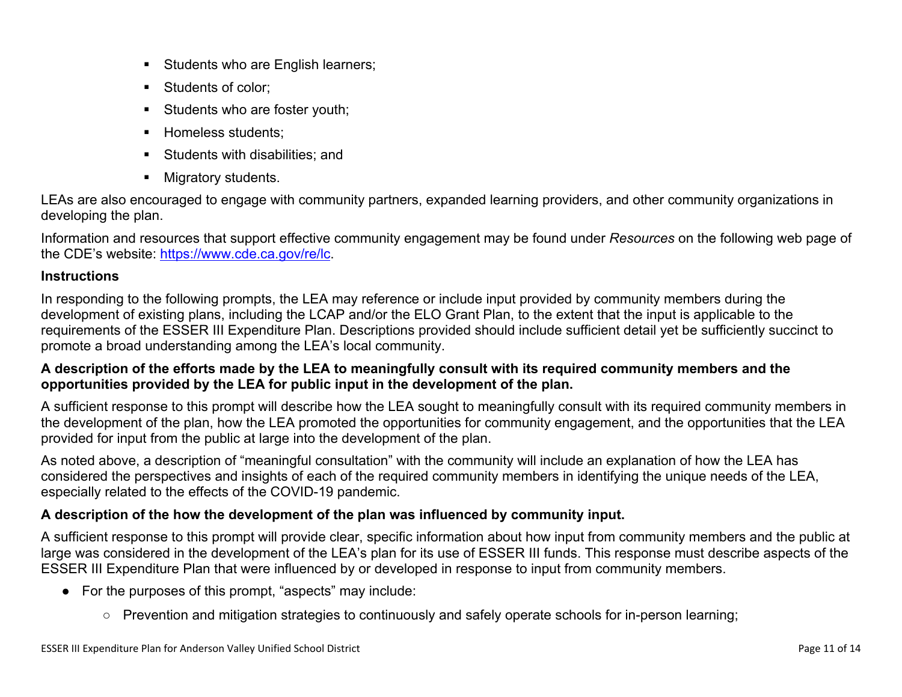- Students who are English learners;
- Students of color;
- Students who are foster youth;
- Homeless students;
- Students with disabilities; and
- Migratory students.

LEAs are also encouraged to engage with community partners, expanded learning providers, and other community organizations in developing the plan.

Information and resources that support effective community engagement may be found under *Resources* on the following web page of the CDE's website: [https://www.cde.ca.gov/re/lc](https://www.cde.ca.gov/re/lc).

### Instructions

In responding to the following prompts, the LEA may reference or include input provided by community members during the development of existing plans, including the LCAP and/or the ELO Grant Plan, to the extent that the input is applicable to the requirements of the ESSER III Expenditure Plan. Descriptions provided should include sufficient detail yet be sufficiently succinct to promote a broad understanding among the LEA's local community.

#### A description of the efforts made by the LEA to meaningfully consult with its required community members and the opportunities provided by the LEA for public input in the development of the plan.

A sufficient response to this prompt will describe how the LEA sought to meaningfully consult with its required community members in the development of the plan, how the LEA promoted the opportunities for community engagement, and the opportunities that the LEA provided for input from the public at large into the development of the plan.

As noted above, a description of "meaningful consultation" with the community will include an explanation of how the LEA has considered the perspectives and insights of each of the required community members in identifying the unique needs of the LEA, especially related to the effects of the COVID-19 pandemic.

#### A description of the how the development of the plan was influenced by community input.

A sufficient response to this prompt will provide clear, specific information about how input from community members and the public at large was considered in the development of the LEA's plan for its use of ESSER III funds. This response must describe aspects of the ESSER III Expenditure Plan that were influenced by or developed in response to input from community members.

- For the purposes of this prompt, "aspects" may include:
  - Prevention and mitigation strategies to continuously and safely operate schools for in-person learning;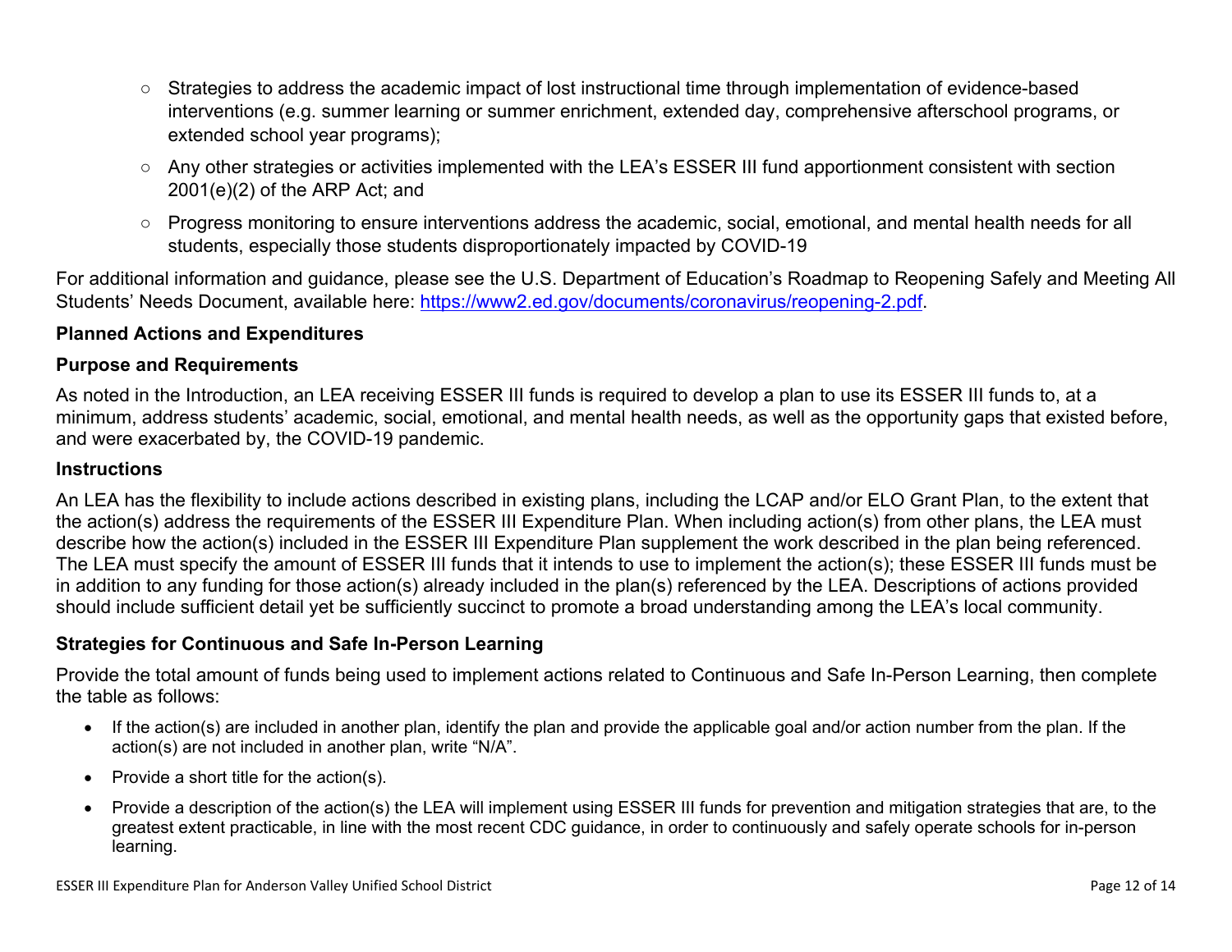- Strategies to address the academic impact of lost instructional time through implementation of evidence-based interventions (e.g. summer learning or summer enrichment, extended day, comprehensive afterschool programs, or extended school year programs);
- Any other strategies or activities implemented with the LEA's ESSER III fund apportionment consistent with section 2001(e)(2) of the ARP Act; and
- Progress monitoring to ensure interventions address the academic, social, emotional, and mental health needs for all students, especially those students disproportionately impacted by COVID-19

For additional information and guidance, please see the U.S. Department of Education's Roadmap to Reopening Safely and Meeting All Students' Needs Document, available here: [https://www2.ed.gov/documents/coronavirus/reopening-2.pdf](https://www2.ed.gov/documents/coronavirus/reopening-2.pdf).

**Planned Actions and Expenditures**

**Purpose and Requirements**

As noted in the Introduction, an LEA receiving ESSER III funds is required to develop a plan to use its ESSER III funds to, at a minimum, address students' academic, social, emotional, and mental health needs, as well as the opportunity gaps that existed before, and were exacerbated by, the COVID-19 pandemic.

**Instructions**

An LEA has the flexibility to include actions described in existing plans, including the LCAP and/or ELO Grant Plan, to the extent that the action(s) address the requirements of the ESSER III Expenditure Plan. When including action(s) from other plans, the LEA must describe how the action(s) included in the ESSER III Expenditure Plan supplement the work described in the plan being referenced. The LEA must specify the amount of ESSER III funds that it intends to use to implement the action(s); these ESSER III funds must be in addition to any funding for those action(s) already included in the plan(s) referenced by the LEA. Descriptions of actions provided should include sufficient detail yet be sufficiently succinct to promote a broad understanding among the LEA's local community.

**Strategies for Continuous and Safe In-Person Learning**

Provide the total amount of funds being used to implement actions related to Continuous and Safe In-Person Learning, then complete the table as follows:

- If the action(s) are included in another plan, identify the plan and provide the applicable goal and/or action number from the plan. If the action(s) are not included in another plan, write "N/A".
- Provide a short title for the action(s).
- Provide a description of the action(s) the LEA will implement using ESSER III funds for prevention and mitigation strategies that are, to the greatest extent practicable, in line with the most recent CDC guidance, in order to continuously and safely operate schools for in-person learning.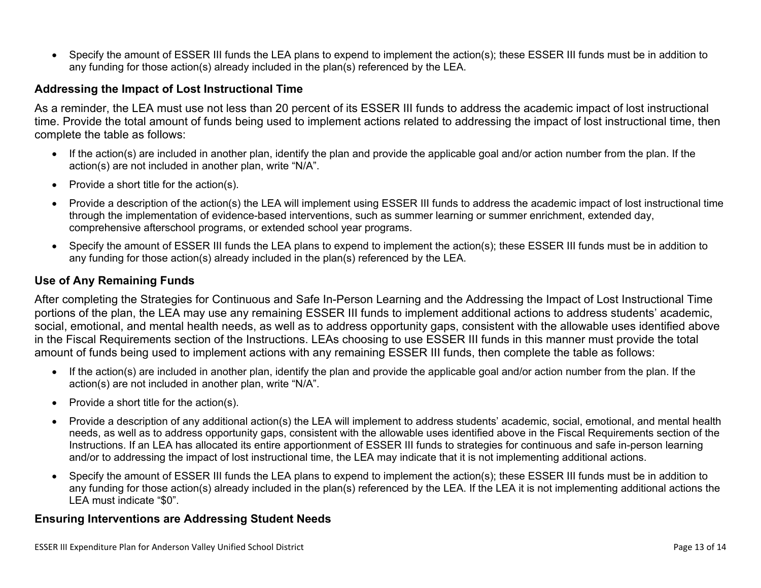- Specify the amount of ESSER III funds the LEA plans to expend to implement the action(s); these ESSER III funds must be in addition to any funding for those action(s) already included in the plan(s) referenced by the LEA.

### Addressing the Impact of Lost Instructional Time

As a reminder, the LEA must use not less than 20 percent of its ESSER III funds to address the academic impact of lost instructional time. Provide the total amount of funds being used to implement actions related to addressing the impact of lost instructional time, then complete the table as follows:

- If the action(s) are included in another plan, identify the plan and provide the applicable goal and/or action number from the plan. If the action(s) are not included in another plan, write "N/A".
- Provide a short title for the action(s).
- Provide a description of the action(s) the LEA will implement using ESSER III funds to address the academic impact of lost instructional time through the implementation of evidence-based interventions, such as summer learning or summer enrichment, extended day, comprehensive afterschool programs, or extended school year programs.
- Specify the amount of ESSER III funds the LEA plans to expend to implement the action(s); these ESSER III funds must be in addition to any funding for those action(s) already included in the plan(s) referenced by the LEA.

### Use of Any Remaining Funds

After completing the Strategies for Continuous and Safe In-Person Learning and the Addressing the Impact of Lost Instructional Time portions of the plan, the LEA may use any remaining ESSER III funds to implement additional actions to address students' academic, social, emotional, and mental health needs, as well as to address opportunity gaps, consistent with the allowable uses identified above in the Fiscal Requirements section of the Instructions. LEAs choosing to use ESSER III funds in this manner must provide the total amount of funds being used to implement actions with any remaining ESSER III funds, then complete the table as follows:

- If the action(s) are included in another plan, identify the plan and provide the applicable goal and/or action number from the plan. If the action(s) are not included in another plan, write "N/A".
- Provide a short title for the action(s).
- Provide a description of any additional action(s) the LEA will implement to address students' academic, social, emotional, and mental health needs, as well as to address opportunity gaps, consistent with the allowable uses identified above in the Fiscal Requirements section of the Instructions. If an LEA has allocated its entire apportionment of ESSER III funds to strategies for continuous and safe in-person learning and/or to addressing the impact of lost instructional time, the LEA may indicate that it is not implementing additional actions.
- Specify the amount of ESSER III funds the LEA plans to expend to implement the action(s); these ESSER III funds must be in addition to any funding for those action(s) already included in the plan(s) referenced by the LEA. If the LEA it is not implementing additional actions the LEA must indicate "$0".

### Ensuring Interventions are Addressing Student Needs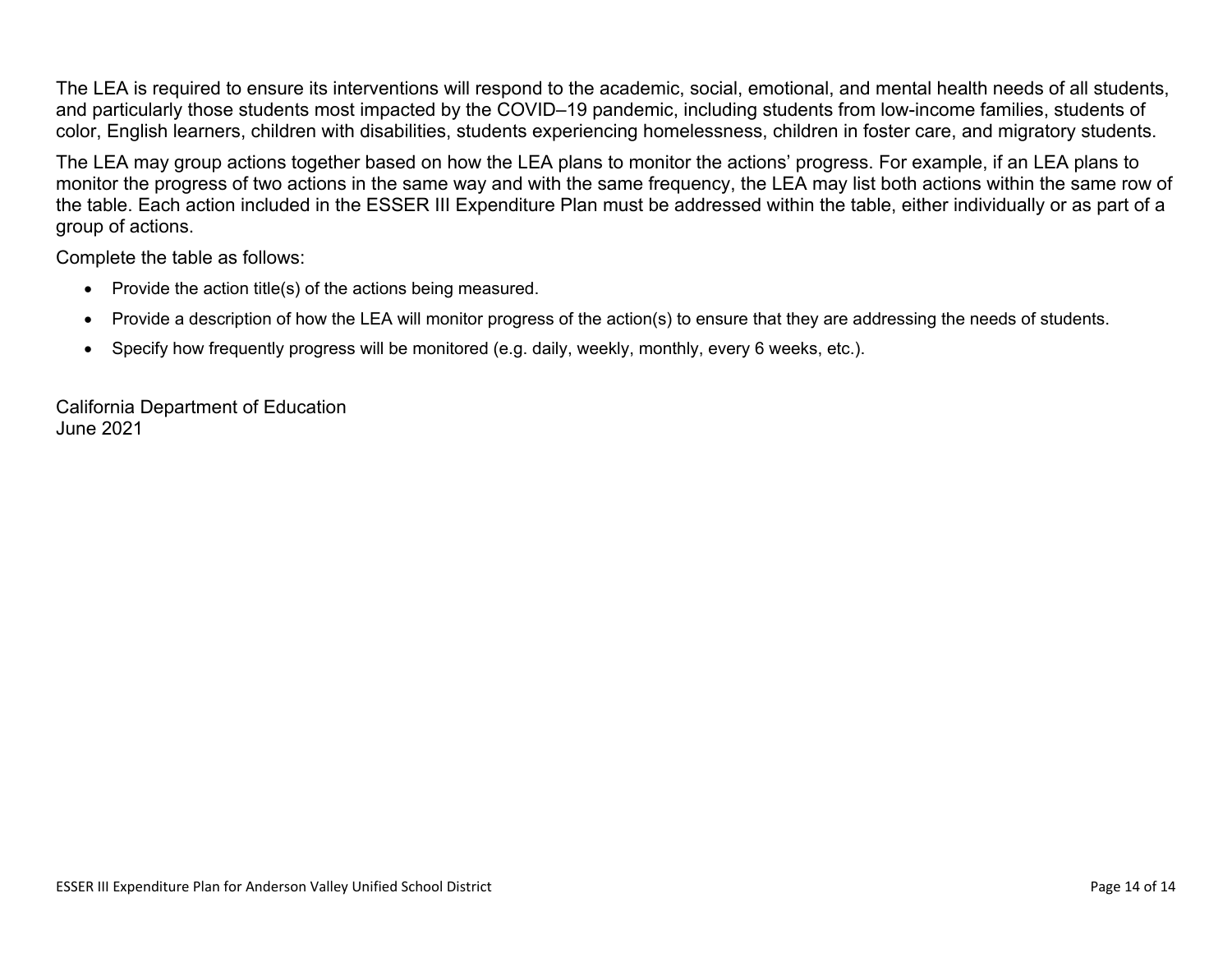The LEA is required to ensure its interventions will respond to the academic, social, emotional, and mental health needs of all students, and particularly those students most impacted by the COVID–19 pandemic, including students from low-income families, students of color, English learners, children with disabilities, students experiencing homelessness, children in foster care, and migratory students.

The LEA may group actions together based on how the LEA plans to monitor the actions' progress. For example, if an LEA plans to monitor the progress of two actions in the same way and with the same frequency, the LEA may list both actions within the same row of the table. Each action included in the ESSER III Expenditure Plan must be addressed within the table, either individually or as part of a group of actions.

Complete the table as follows:

- Provide the action title(s) of the actions being measured.
- Provide a description of how the LEA will monitor progress of the action(s) to ensure that they are addressing the needs of students.
- Specify how frequently progress will be monitored (e.g. daily, weekly, monthly, every 6 weeks, etc.).

California Department of Education
June 2021